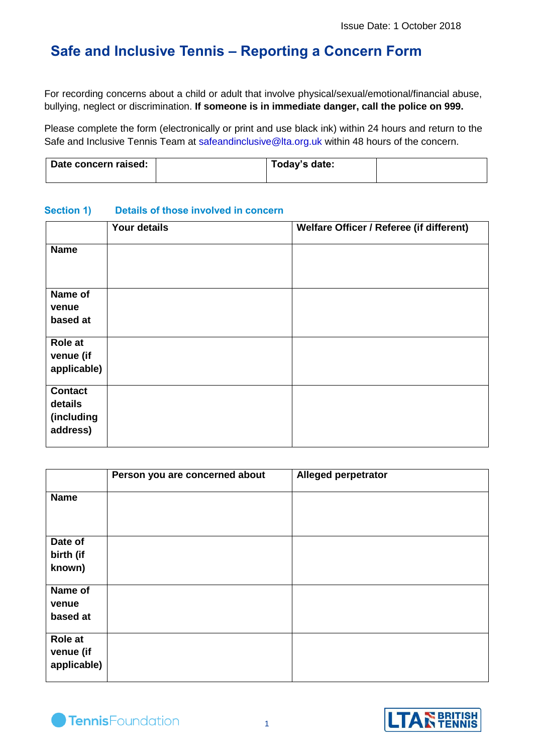Issue Date: 1 October 2018

# Safe and Inclusive Tennis – Reporting a Concern Form

For recording concerns about a child or adult that involve physical/sexual/emotional/financial abuse, bullying, neglect or discrimination. **If someone is in immediate danger, call the police on 999.**

Please complete the form (electronically or print and use black ink) within 24 hours and return to the Safe and Inclusive Tennis Team at safeandinclusive@lta.org.uk within 48 hours of the concern.

| **Date concern raised:** | | **Today's date:** | |
|---|---|---|---|

## Section 1) Details of those involved in concern

| | **Your details** | **Welfare Officer / Referee (if different)** |
|---|---|---|
| **Name** | | |
| **Name of venue based at** | | |
| **Role at venue (if applicable)** | | |
| **Contact details (including address)** | | |

| | **Person you are concerned about** | **Alleged perpetrator** |
|---|---|---|
| **Name** | | |
| **Date of birth (if known)** | | |
| **Name of venue based at** | | |
| **Role at venue (if applicable)** | | |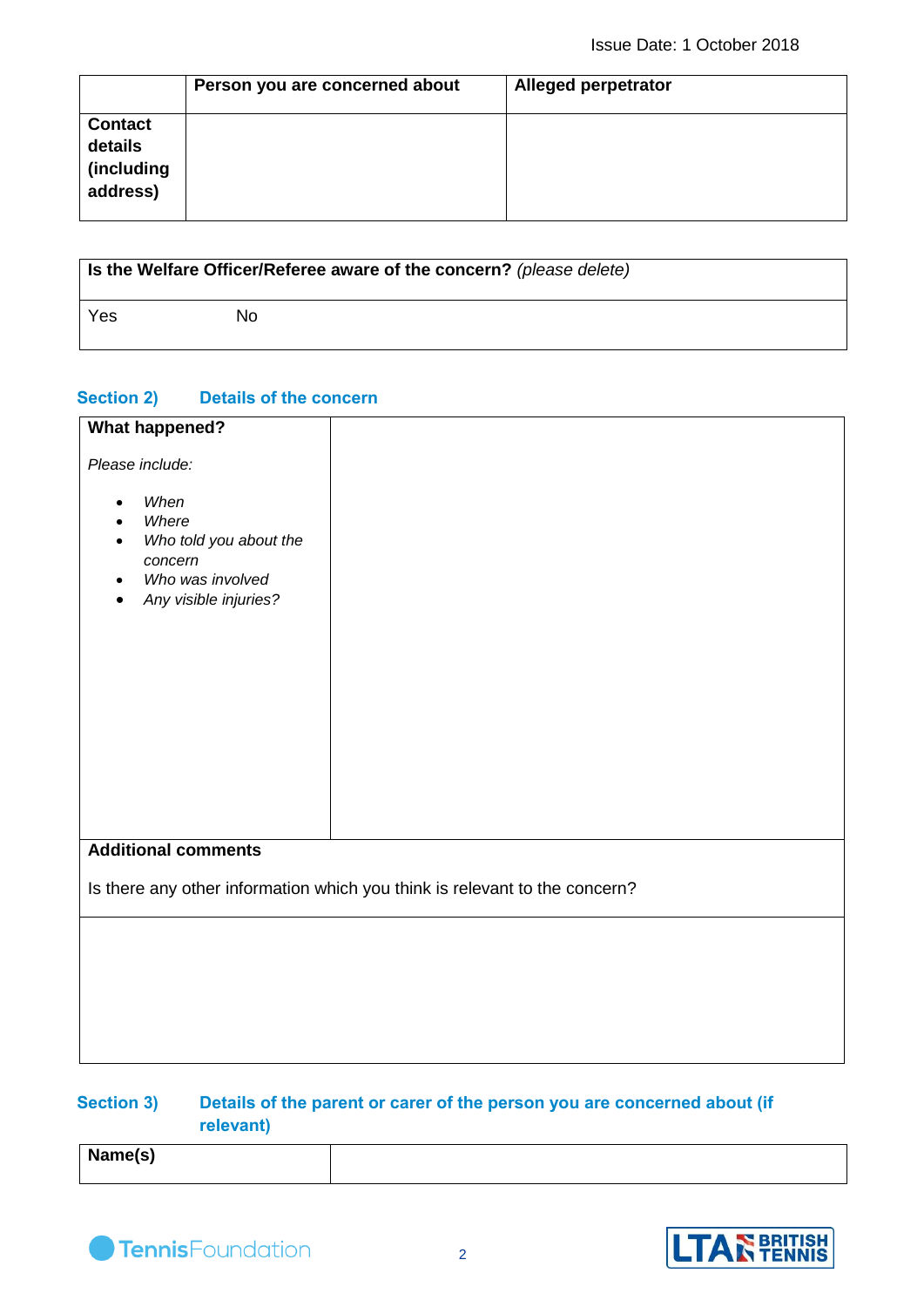| | Person you are concerned about | Alleged perpetrator |
|---|---|---|
| **Contact details (including address)** | | |

| **Is the Welfare Officer/Referee aware of the concern?** *(please delete)* | |
|---|---|
| Yes | No |

## Section 2) Details of the concern

| | |
|---|---|
| **What happened?**<br><br>*Please include:*<br>• *When*<br>• *Where*<br>• *Who told you about the concern*<br>• *Who was involved*<br>• *Any visible injuries?* | |

| **Additional comments**<br><br>Is there any other information which you think is relevant to the concern? |
|---|
| |

## Section 3) Details of the parent or carer of the person you are concerned about (if relevant)

| **Name(s)** | |
|---|---|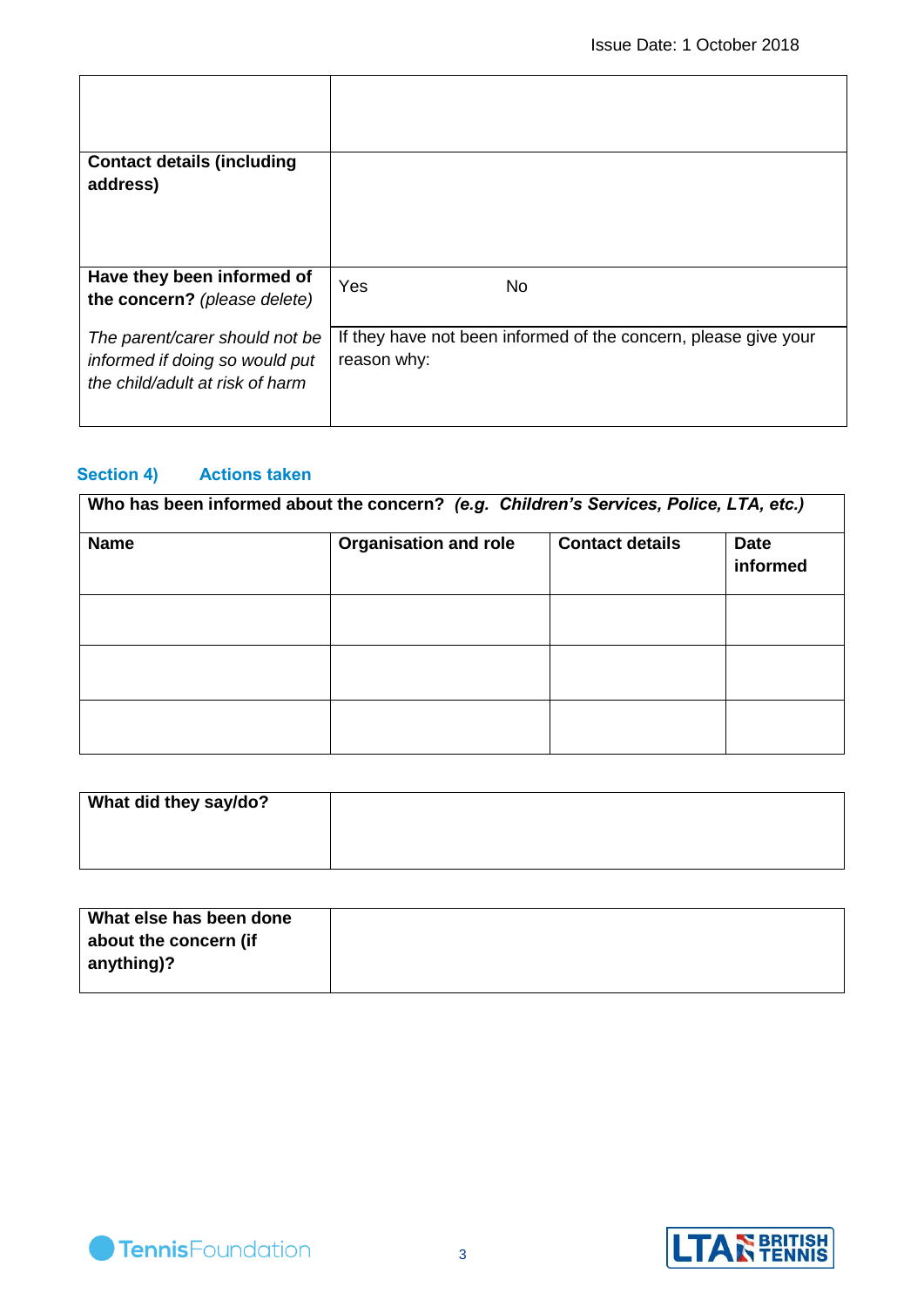| | |
|---|---|
| | |
| **Contact details (including address)** | |
| **Have they been informed of the concern?** *(please delete)* | Yes No |
| *The parent/carer should not be informed if doing so would put the child/adult at risk of harm* | If they have not been informed of the concern, please give your reason why: |

## Section 4) Actions taken

| Who has been informed about the concern? *(e.g. Children's Services, Police, LTA, etc.)* | | | |
|---|---|---|---|
| **Name** | **Organisation and role** | **Contact details** | **Date informed** |
| | | | |
| | | | |
| | | | |

| | |
|---|---|
| **What did they say/do?** | |

| | |
|---|---|
| **What else has been done about the concern (if anything)?** | |